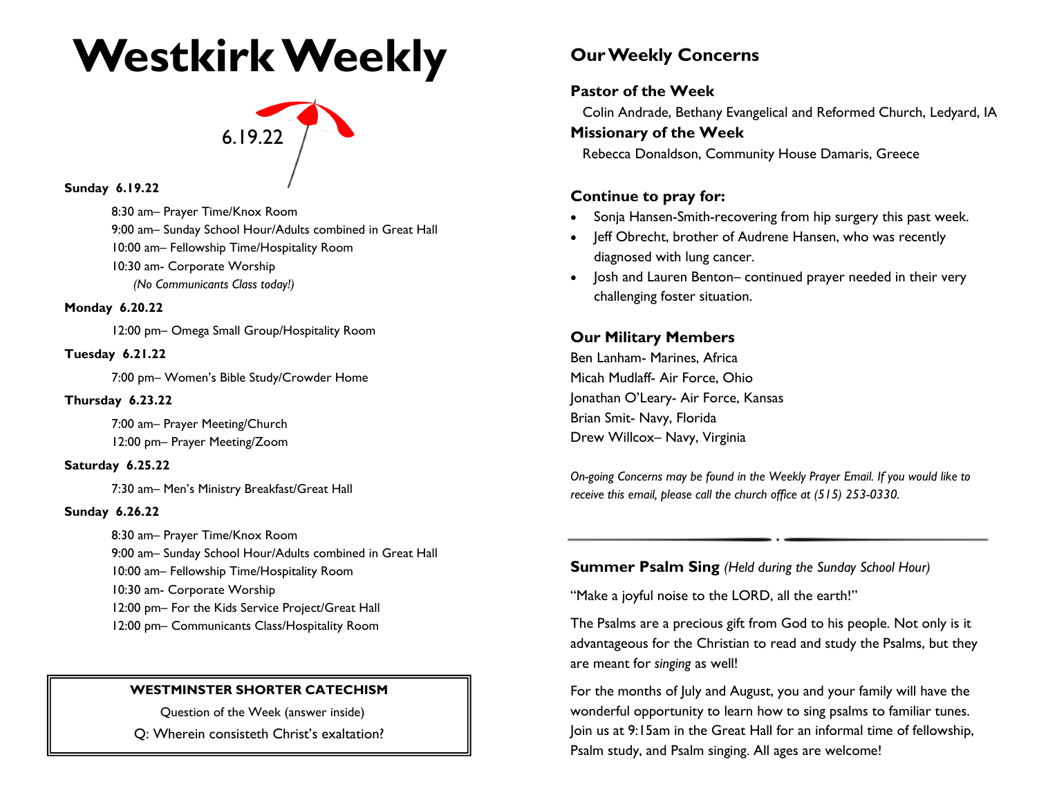# Westkirk Weekly

6.19.22

**Sunday 6.19.22**

8:30 am– Prayer Time/Knox Room
9:00 am– Sunday School Hour/Adults combined in Great Hall
10:00 am– Fellowship Time/Hospitality Room
10:30 am- Corporate Worship
*(No Communicants Class today!)*

**Monday 6.20.22**

12:00 pm– Omega Small Group/Hospitality Room

**Tuesday 6.21.22**

7:00 pm– Women's Bible Study/Crowder Home

**Thursday 6.23.22**

7:00 am– Prayer Meeting/Church
12:00 pm– Prayer Meeting/Zoom

**Saturday 6.25.22**

7:30 am– Men's Ministry Breakfast/Great Hall

**Sunday 6.26.22**

8:30 am– Prayer Time/Knox Room
9:00 am– Sunday School Hour/Adults combined in Great Hall
10:00 am– Fellowship Time/Hospitality Room
10:30 am- Corporate Worship
12:00 pm– For the Kids Service Project/Great Hall
12:00 pm– Communicants Class/Hospitality Room

**WESTMINSTER SHORTER CATECHISM**

Question of the Week (answer inside)

Q: Wherein consisteth Christ's exaltation?

## Our Weekly Concerns

### Pastor of the Week

Colin Andrade, Bethany Evangelical and Reformed Church, Ledyard, IA

### Missionary of the Week

Rebecca Donaldson, Community House Damaris, Greece

### Continue to pray for:

- Sonja Hansen-Smith-recovering from hip surgery this past week.
- Jeff Obrecht, brother of Audrene Hansen, who was recently diagnosed with lung cancer.
- Josh and Lauren Benton– continued prayer needed in their very challenging foster situation.

### Our Military Members

Ben Lanham- Marines, Africa
Micah Mudlaff- Air Force, Ohio
Jonathan O'Leary- Air Force, Kansas
Brian Smit- Navy, Florida
Drew Willcox– Navy, Virginia

*On-going Concerns may be found in the Weekly Prayer Email. If you would like to receive this email, please call the church office at (515) 253-0330.*

---

### Summer Psalm Sing *(Held during the Sunday School Hour)*

"Make a joyful noise to the LORD, all the earth!"

The Psalms are a precious gift from God to his people. Not only is it advantageous for the Christian to read and study the Psalms, but they are meant for *singing* as well!

For the months of July and August, you and your family will have the wonderful opportunity to learn how to sing psalms to familiar tunes. Join us at 9:15am in the Great Hall for an informal time of fellowship, Psalm study, and Psalm singing. All ages are welcome!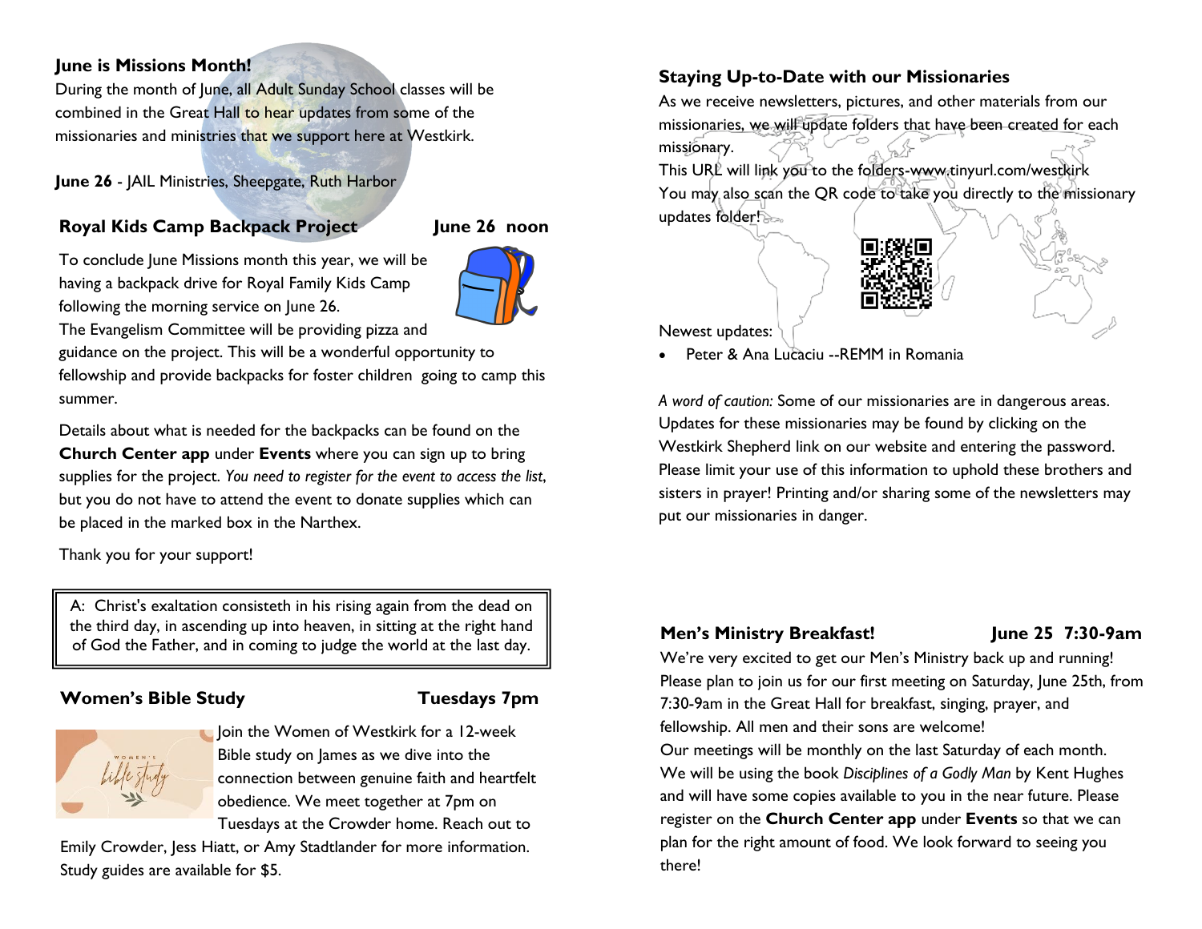## June is Missions Month!

During the month of June, all Adult Sunday School classes will be combined in the Great Hall to hear updates from some of the missionaries and ministries that we support here at Westkirk.

**June 26** - JAIL Ministries, Sheepgate, Ruth Harbor

## Royal Kids Camp Backpack Project — June 26 noon

To conclude June Missions month this year, we will be having a backpack drive for Royal Family Kids Camp following the morning service on June 26.

The Evangelism Committee will be providing pizza and guidance on the project. This will be a wonderful opportunity to fellowship and provide backpacks for foster children going to camp this summer.

Details about what is needed for the backpacks can be found on the **Church Center app** under **Events** where you can sign up to bring supplies for the project. *You need to register for the event to access the list*, but you do not have to attend the event to donate supplies which can be placed in the marked box in the Narthex.

Thank you for your support!

> A: Christ's exaltation consisteth in his rising again from the dead on the third day, in ascending up into heaven, in sitting at the right hand of God the Father, and in coming to judge the world at the last day.

## Women's Bible Study — Tuesdays 7pm

Join the Women of Westkirk for a 12-week Bible study on James as we dive into the connection between genuine faith and heartfelt obedience. We meet together at 7pm on Tuesdays at the Crowder home. Reach out to Emily Crowder, Jess Hiatt, or Amy Stadtlander for more information. Study guides are available for $5.

## Staying Up-to-Date with our Missionaries

As we receive newsletters, pictures, and other materials from our missionaries, we will update folders that have been created for each missionary.

This URL will link you to the folders-www.tinyurl.com/westkirk

You may also scan the QR code to take you directly to the missionary updates folder!

Newest updates:

- Peter & Ana Lucaciu --REMM in Romania

*A word of caution:* Some of our missionaries are in dangerous areas. Updates for these missionaries may be found by clicking on the Westkirk Shepherd link on our website and entering the password. Please limit your use of this information to uphold these brothers and sisters in prayer! Printing and/or sharing some of the newsletters may put our missionaries in danger.

## Men's Ministry Breakfast! — June 25 7:30-9am

We're very excited to get our Men's Ministry back up and running! Please plan to join us for our first meeting on Saturday, June 25th, from 7:30-9am in the Great Hall for breakfast, singing, prayer, and fellowship. All men and their sons are welcome!

Our meetings will be monthly on the last Saturday of each month. We will be using the book *Disciplines of a Godly Man* by Kent Hughes and will have some copies available to you in the near future. Please register on the **Church Center app** under **Events** so that we can plan for the right amount of food. We look forward to seeing you there!